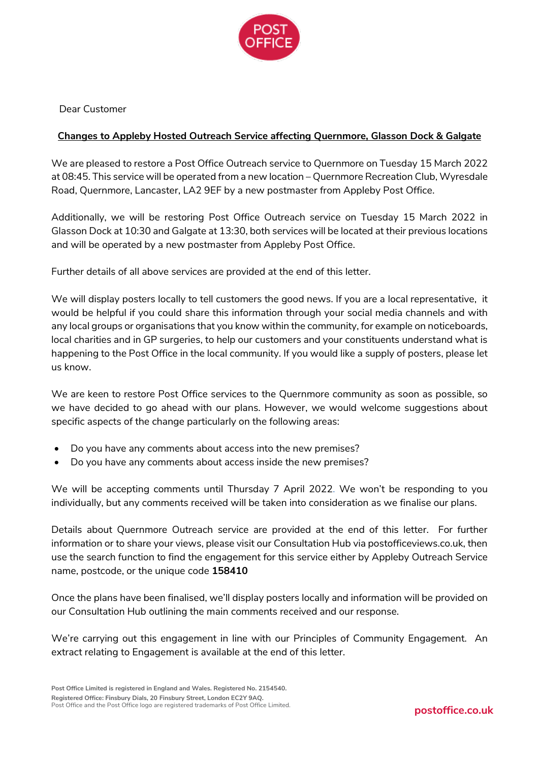POST OFFICE

Dear Customer

**Changes to Appleby Hosted Outreach Service affecting Quernmore, Glasson Dock & Galgate**

We are pleased to restore a Post Office Outreach service to Quernmore on Tuesday 15 March 2022 at 08:45. This service will be operated from a new location – Quernmore Recreation Club, Wyresdale Road, Quernmore, Lancaster, LA2 9EF by a new postmaster from Appleby Post Office.

Additionally, we will be restoring Post Office Outreach service on Tuesday 15 March 2022 in Glasson Dock at 10:30 and Galgate at 13:30, both services will be located at their previous locations and will be operated by a new postmaster from Appleby Post Office.

Further details of all above services are provided at the end of this letter.

We will display posters locally to tell customers the good news. If you are a local representative, it would be helpful if you could share this information through your social media channels and with any local groups or organisations that you know within the community, for example on noticeboards, local charities and in GP surgeries, to help our customers and your constituents understand what is happening to the Post Office in the local community. If you would like a supply of posters, please let us know.

We are keen to restore Post Office services to the Quernmore community as soon as possible, so we have decided to go ahead with our plans. However, we would welcome suggestions about specific aspects of the change particularly on the following areas:

- Do you have any comments about access into the new premises?
- Do you have any comments about access inside the new premises?

We will be accepting comments until Thursday 7 April 2022. We won't be responding to you individually, but any comments received will be taken into consideration as we finalise our plans.

Details about Quernmore Outreach service are provided at the end of this letter. For further information or to share your views, please visit our Consultation Hub via postofficeviews.co.uk, then use the search function to find the engagement for this service either by Appleby Outreach Service name, postcode, or the unique code **158410**

Once the plans have been finalised, we'll display posters locally and information will be provided on our Consultation Hub outlining the main comments received and our response.

We're carrying out this engagement in line with our Principles of Community Engagement. An extract relating to Engagement is available at the end of this letter.

**Post Office Limited is registered in England and Wales. Registered No. 2154540.**
**Registered Office: Finsbury Dials, 20 Finsbury Street, London EC2Y 9AQ.**
Post Office and the Post Office logo are registered trademarks of Post Office Limited.

**postoffice.co.uk**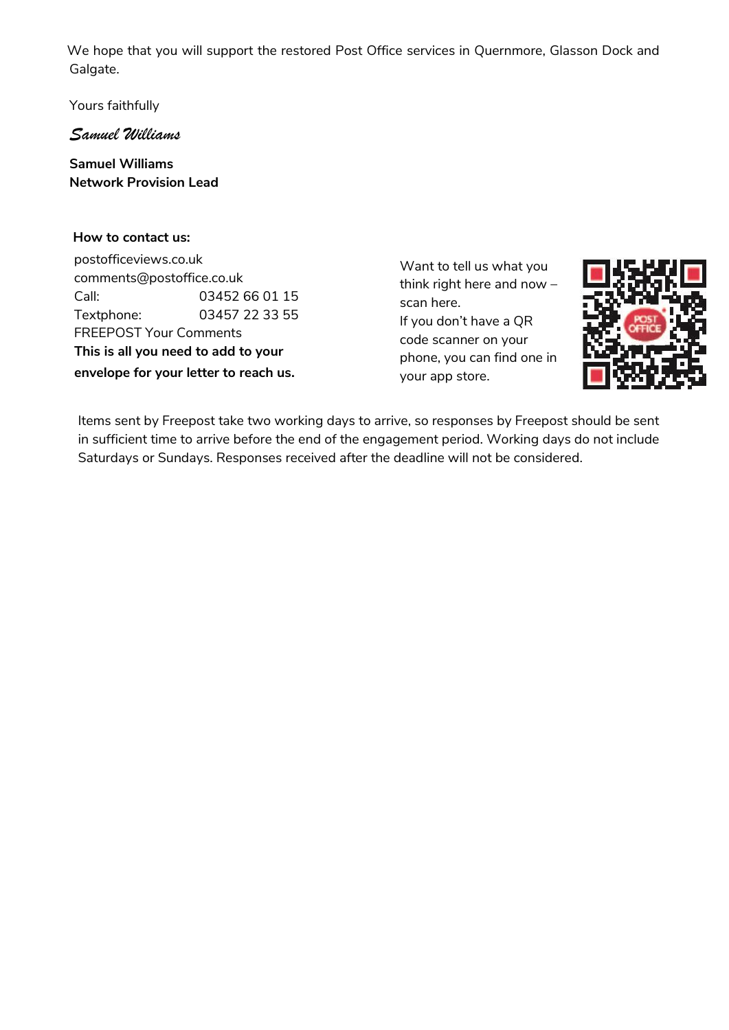We hope that you will support the restored Post Office services in Quernmore, Glasson Dock and Galgate.

Yours faithfully

*Samuel Williams*

**Samuel Williams**
**Network Provision Lead**

**How to contact us:**

postofficeviews.co.uk
comments@postoffice.co.uk
Call: 03452 66 01 15
Textphone: 03457 22 33 55
FREEPOST Your Comments
**This is all you need to add to your envelope for your letter to reach us.**

Want to tell us what you think right here and now – scan here.
If you don't have a QR code scanner on your phone, you can find one in your app store.

Items sent by Freepost take two working days to arrive, so responses by Freepost should be sent in sufficient time to arrive before the end of the engagement period. Working days do not include Saturdays or Sundays. Responses received after the deadline will not be considered.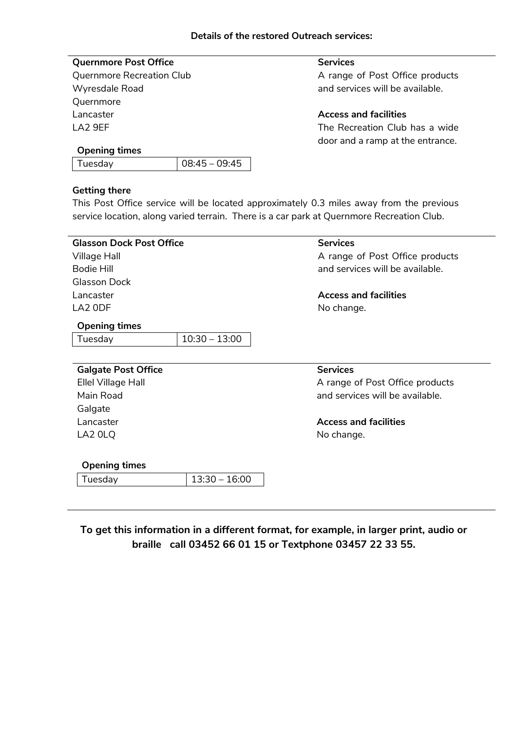**Details of the restored Outreach services:**

---

**Quernmore Post Office**
Quernmore Recreation Club
Wyresdale Road
Quernmore
Lancaster
LA2 9EF

**Opening times**

| Tuesday | 08:45 – 09:45 |
|---|---|

**Services**
A range of Post Office products and services will be available.

**Access and facilities**
The Recreation Club has a wide door and a ramp at the entrance.

**Getting there**
This Post Office service will be located approximately 0.3 miles away from the previous service location, along varied terrain. There is a car park at Quernmore Recreation Club.

---

**Glasson Dock Post Office**
Village Hall
Bodie Hill
Glasson Dock
Lancaster
LA2 0DF

**Opening times**

| Tuesday | 10:30 – 13:00 |
|---|---|

**Services**
A range of Post Office products and services will be available.

**Access and facilities**
No change.

---

**Galgate Post Office**
Ellel Village Hall
Main Road
Galgate
Lancaster
LA2 0LQ

**Opening times**

| Tuesday | 13:30 – 16:00 |
|---|---|

**Services**
A range of Post Office products and services will be available.

**Access and facilities**
No change.

---

**To get this information in a different format, for example, in larger print, audio or braille call 03452 66 01 15 or Textphone 03457 22 33 55.**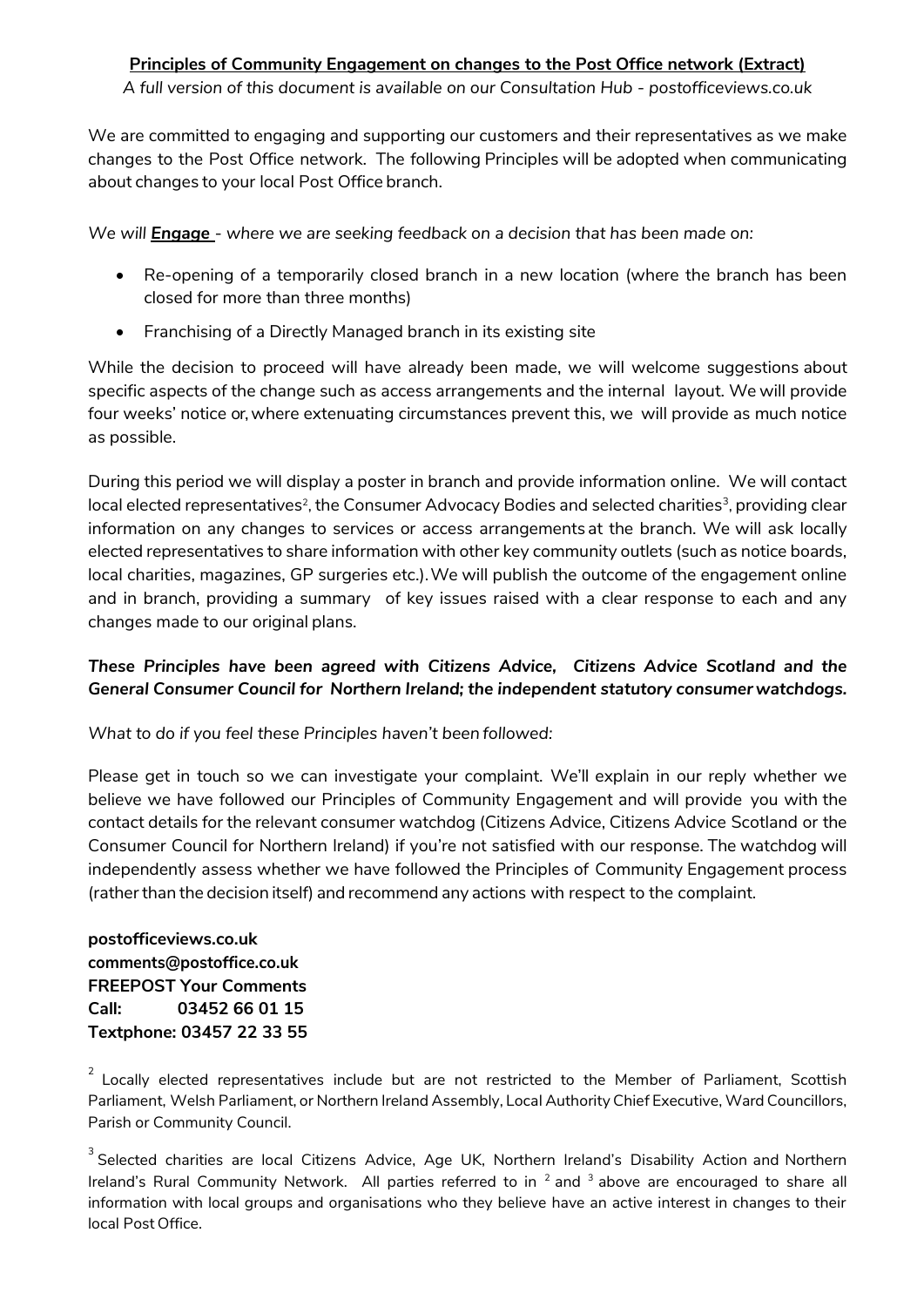**Principles of Community Engagement on changes to the Post Office network (Extract)**

*A full version of this document is available on our Consultation Hub - postofficeviews.co.uk*

We are committed to engaging and supporting our customers and their representatives as we make changes to the Post Office network. The following Principles will be adopted when communicating about changes to your local Post Office branch.

*We will **Engage** - where we are seeking feedback on a decision that has been made on:*

- Re-opening of a temporarily closed branch in a new location (where the branch has been closed for more than three months)
- Franchising of a Directly Managed branch in its existing site

While the decision to proceed will have already been made, we will welcome suggestions about specific aspects of the change such as access arrangements and the internal layout. We will provide four weeks' notice or, where extenuating circumstances prevent this, we will provide as much notice as possible.

During this period we will display a poster in branch and provide information online. We will contact local elected representatives[2], the Consumer Advocacy Bodies and selected charities[3], providing clear information on any changes to services or access arrangements at the branch. We will ask locally elected representatives to share information with other key community outlets (such as notice boards, local charities, magazines, GP surgeries etc.). We will publish the outcome of the engagement online and in branch, providing a summary of key issues raised with a clear response to each and any changes made to our original plans.

***These Principles have been agreed with Citizens Advice, Citizens Advice Scotland and the General Consumer Council for Northern Ireland; the independent statutory consumer watchdogs.***

*What to do if you feel these Principles haven't been followed:*

Please get in touch so we can investigate your complaint. We'll explain in our reply whether we believe we have followed our Principles of Community Engagement and will provide you with the contact details for the relevant consumer watchdog (Citizens Advice, Citizens Advice Scotland or the Consumer Council for Northern Ireland) if you're not satisfied with our response. The watchdog will independently assess whether we have followed the Principles of Community Engagement process (rather than the decision itself) and recommend any actions with respect to the complaint.

**postofficeviews.co.uk**
**comments@postoffice.co.uk**
**FREEPOST Your Comments**
**Call: 03452 66 01 15**
**Textphone: 03457 22 33 55**

[2] Locally elected representatives include but are not restricted to the Member of Parliament, Scottish Parliament, Welsh Parliament, or Northern Ireland Assembly, Local Authority Chief Executive, Ward Councillors, Parish or Community Council.

[3] Selected charities are local Citizens Advice, Age UK, Northern Ireland's Disability Action and Northern Ireland's Rural Community Network. All parties referred to in [2] and [3] above are encouraged to share all information with local groups and organisations who they believe have an active interest in changes to their local Post Office.